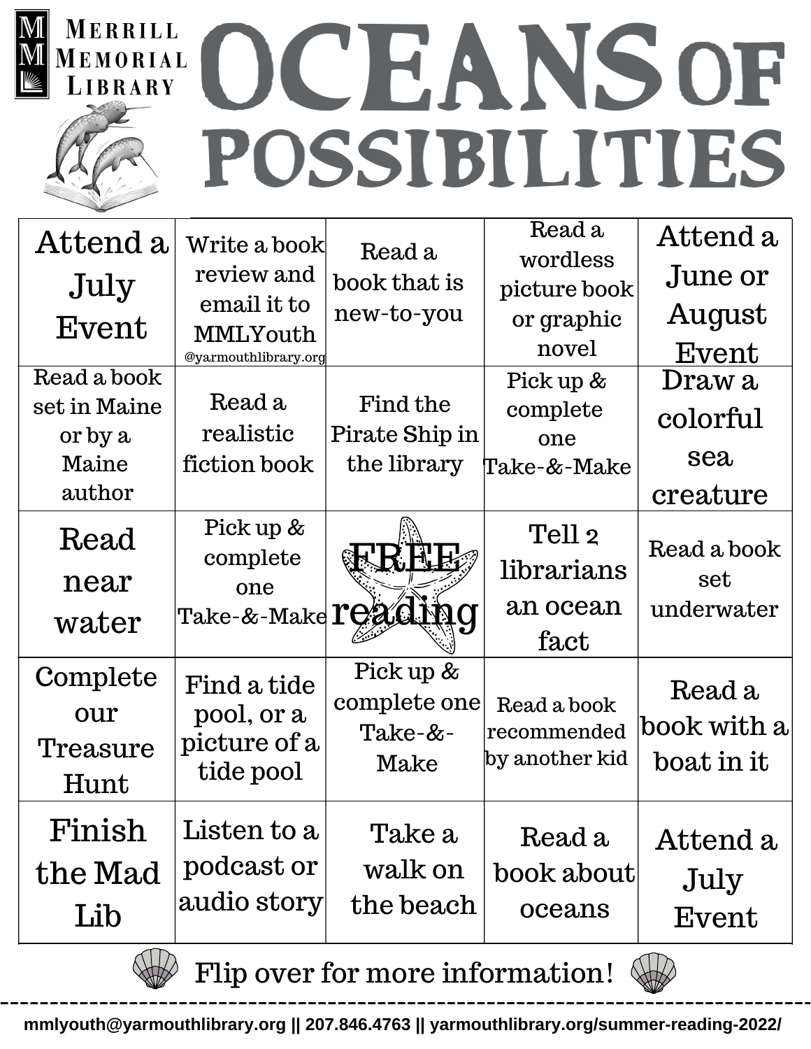Merrill Memorial Library

# OCEANS OF POSSIBILITIES

| | | | | |
|---|---|---|---|---|
| Attend a July Event | Write a book review and email it to MMLYouth @yarmouthlibrary.org | Read a book that is new-to-you | Read a wordless picture book or graphic novel | Attend a June or August Event |
| Read a book set in Maine or by a Maine author | Read a realistic fiction book | Find the Pirate Ship in the library | Pick up & complete one Take-&-Make | Draw a colorful sea creature |
| Read near water | Pick up & complete one Take-&-Make | FREE reading | Tell 2 librarians an ocean fact | Read a book set underwater |
| Complete our Treasure Hunt | Find a tide pool, or a picture of a tide pool | Pick up & complete one Take-&-Make | Read a book recommended by another kid | Read a book with a boat in it |
| Finish the Mad Lib | Listen to a podcast or audio story | Take a walk on the beach | Read a book about oceans | Attend a July Event |

Flip over for more information!

**mmlyouth@yarmouthlibrary.org || 207.846.4763 || yarmouthlibrary.org/summer-reading-2022/**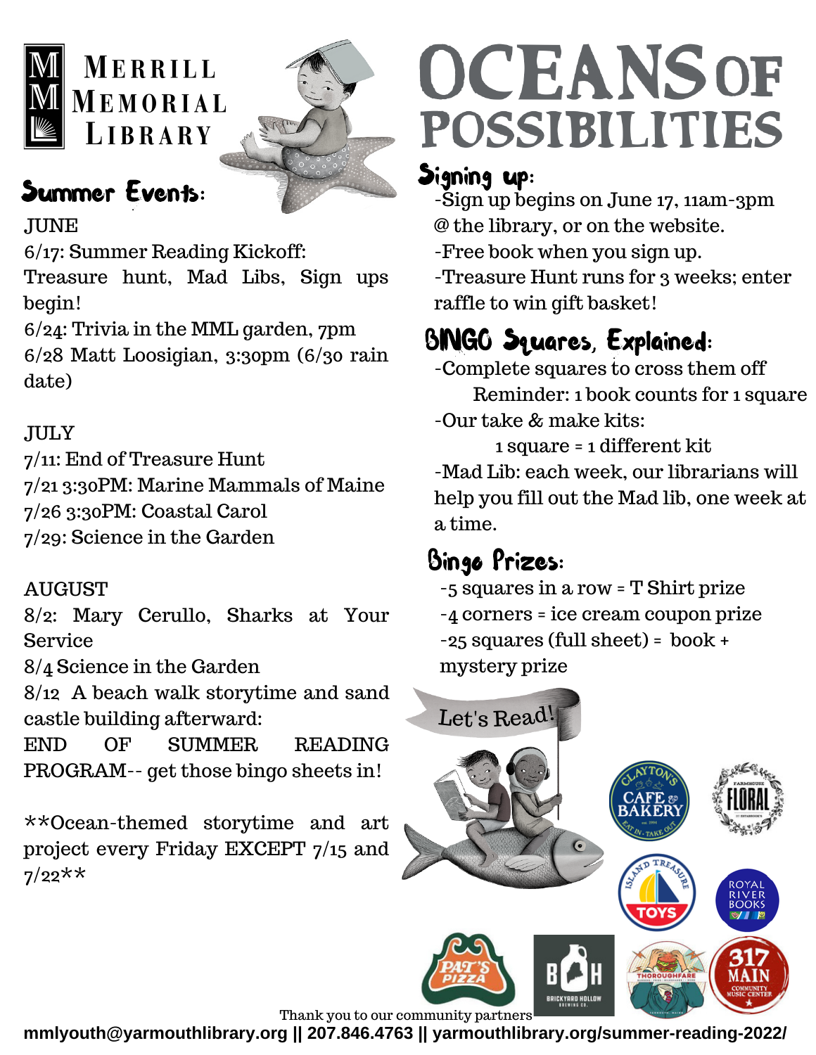# Merrill Memorial Library

# OCEANS OF POSSIBILITIES

## Summer Events:

JUNE

6/17: Summer Reading Kickoff: Treasure hunt, Mad Libs, Sign ups begin!

6/24: Trivia in the MML garden, 7pm

6/28 Matt Loosigian, 3:30pm (6/30 rain date)

JULY

7/11: End of Treasure Hunt

7/21 3:30PM: Marine Mammals of Maine

7/26 3:30PM: Coastal Carol

7/29: Science in the Garden

AUGUST

8/2: Mary Cerullo, Sharks at Your Service

8/4 Science in the Garden

8/12 A beach walk storytime and sand castle building afterward: END OF SUMMER READING PROGRAM-- get those bingo sheets in!

**Ocean-themed storytime and art project every Friday EXCEPT 7/15 and 7/22**

## Signing up:

-Sign up begins on June 17, 11am-3pm @ the library, or on the website.

-Free book when you sign up.

-Treasure Hunt runs for 3 weeks; enter raffle to win gift basket!

## BINGO Squares, Explained:

-Complete squares to cross them off

Reminder: 1 book counts for 1 square

-Our take & make kits:

1 square = 1 different kit

-Mad Lib: each week, our librarians will help you fill out the Mad lib, one week at a time.

## Bingo Prizes:

-5 squares in a row = T Shirt prize

-4 corners = ice cream coupon prize

-25 squares (full sheet) = book + mystery prize

Let's Read!

Thank you to our community partners

mmlyouth@yarmouthlibrary.org || 207.846.4763 || yarmouthlibrary.org/summer-reading-2022/